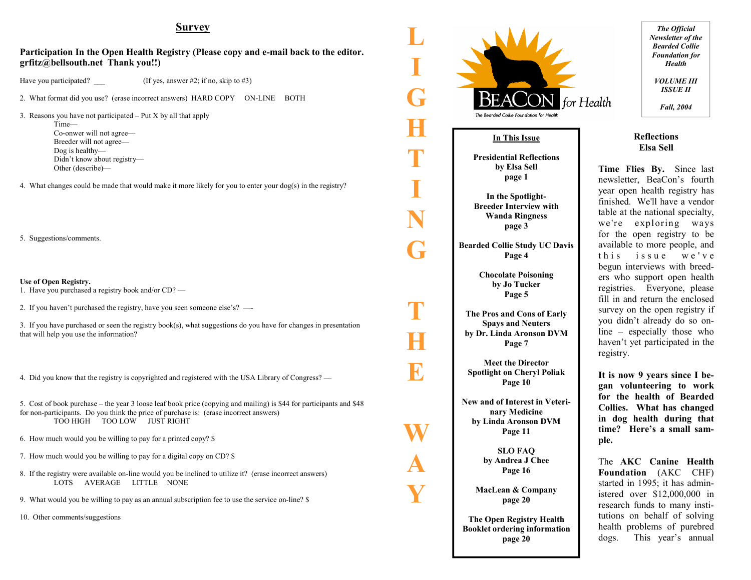## Survey

**Participation In the Open Health Registry (Please copy and e-mail back to the editor. grfitz@bellsouth.net Thank you!!)**

Have you participated? ___ (If yes, answer #2; if no, skip to #3)

2. What format did you use? (erase incorrect answers) HARD COPY ON-LINE BOTH

3. Reasons you have not participated – Put X by all that apply
   - Time—
   - Co-onwer will not agree—
   - Breeder will not agree—
   - Dog is healthy—
   - Didn't know about registry—
   - Other (describe)—

4. What changes could be made that would make it more likely for you to enter your dog(s) in the registry?

5. Suggestions/comments.

**Use of Open Registry.**

1. Have you purchased a registry book and/or CD? —

2. If you haven't purchased the registry, have you seen someone else's? —-

3. If you have purchased or seen the registry book(s), what suggestions do you have for changes in presentation that will help you use the information?

4. Did you know that the registry is copyrighted and registered with the USA Library of Congress? —

5. Cost of book purchase – the year 3 loose leaf book price (copying and mailing) is $44 for participants and $48 for non-participants. Do you think the price of purchase is: (erase incorrect answers)
   TOO HIGH TOO LOW JUST RIGHT

6. How much would you be willing to pay for a printed copy? $

7. How much would you be willing to pay for a digital copy on CD? $

8. If the registry were available on-line would you be inclined to utilize it? (erase incorrect answers)
   LOTS AVERAGE LITTLE NONE

9. What would you be willing to pay as an annual subscription fee to use the service on-line? $

10. Other comments/suggestions

# LIGHTING THE WAY

BEACON for Health

The Bearded Collie Foundation for Health

*The Official Newsletter of the Bearded Collie Foundation for Health*

*VOLUME III ISSUE II*

*Fall, 2004*

**In This Issue**

**Presidential Reflections by Elsa Sell page 1**

**In the Spotlight- Breeder Interview with Wanda Ringness page 3**

**Bearded Collie Study UC Davis Page 4**

**Chocolate Poisoning by Jo Tucker Page 5**

**The Pros and Cons of Early Spays and Neuters by Dr. Linda Aronson DVM Page 7**

**Meet the Director Spotlight on Cheryl Poliak Page 10**

**New and of Interest in Veterinary Medicine by Linda Aronson DVM Page 11**

**SLO FAQ by Andrea J Chee Page 16**

**MacLean & Company page 20**

**The Open Registry Health Booklet ordering information page 20**

## Reflections
## Elsa Sell

**Time Flies By.** Since last newsletter, BeaCon's fourth year open health registry has finished. We'll have a vendor table at the national specialty, we're exploring ways for the open registry to be available to more people, and this issue we've begun interviews with breeders who support open health registries. Everyone, please fill in and return the enclosed survey on the open registry if you didn't already do so online – especially those who haven't yet participated in the registry.

**It is now 9 years since I began volunteering to work for the health of Bearded Collies. What has changed in dog health during that time? Here's a small sample.**

The **AKC Canine Health Foundation** (AKC CHF) started in 1995; it has administered over $12,000,000 in research funds to many institutions on behalf of solving health problems of purebred dogs. This year's annual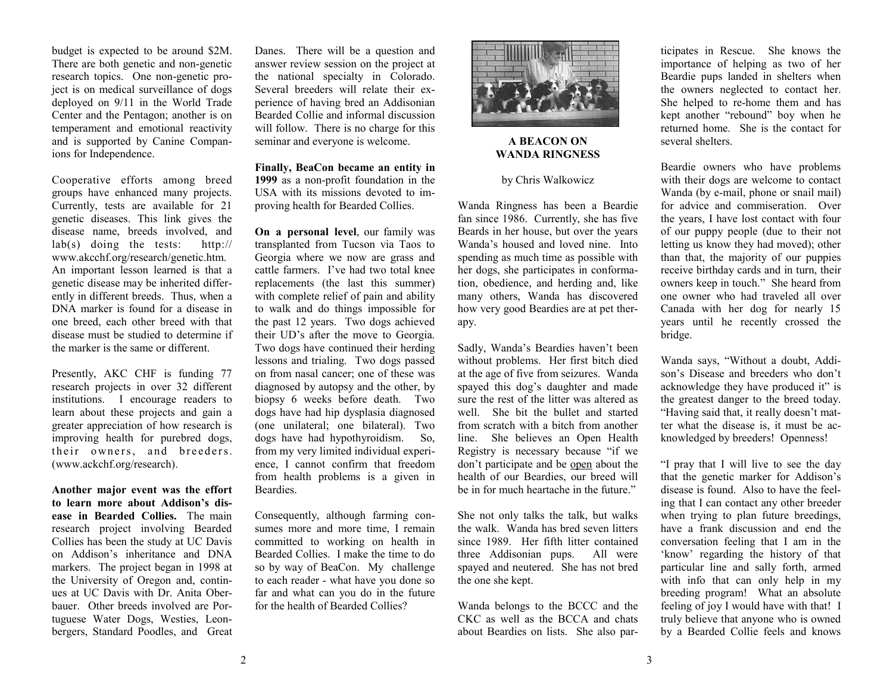budget is expected to be around $2M. There are both genetic and non-genetic research topics. One non-genetic project is on medical surveillance of dogs deployed on 9/11 in the World Trade Center and the Pentagon; another is on temperament and emotional reactivity and is supported by Canine Companions for Independence.

Cooperative efforts among breed groups have enhanced many projects. Currently, tests are available for 21 genetic diseases. This link gives the disease name, breeds involved, and lab(s) doing the tests: http://www.akcchf.org/research/genetic.htm. An important lesson learned is that a genetic disease may be inherited differently in different breeds. Thus, when a DNA marker is found for a disease in one breed, each other breed with that disease must be studied to determine if the marker is the same or different.

Presently, AKC CHF is funding 77 research projects in over 32 different institutions. I encourage readers to learn about these projects and gain a greater appreciation of how research is improving health for purebred dogs, their owners, and breeders. (www.ackchf.org/research).

**Another major event was the effort to learn more about Addison's disease in Bearded Collies.** The main research project involving Bearded Collies has been the study at UC Davis on Addison's inheritance and DNA markers. The project began in 1998 at the University of Oregon and, continues at UC Davis with Dr. Anita Oberbauer. Other breeds involved are Portuguese Water Dogs, Westies, Leonbergers, Standard Poodles, and Great Danes. There will be a question and answer review session on the project at the national specialty in Colorado. Several breeders will relate their experience of having bred an Addisonian Bearded Collie and informal discussion will follow. There is no charge for this seminar and everyone is welcome.

**Finally, BeaCon became an entity in 1999** as a non-profit foundation in the USA with its missions devoted to improving health for Bearded Collies.

**On a personal level**, our family was transplanted from Tucson via Taos to Georgia where we now are grass and cattle farmers. I've had two total knee replacements (the last this summer) with complete relief of pain and ability to walk and do things impossible for the past 12 years. Two dogs achieved their UD's after the move to Georgia. Two dogs have continued their herding lessons and trialing. Two dogs passed on from nasal cancer; one of these was diagnosed by autopsy and the other, by biopsy 6 weeks before death. Two dogs have had hip dysplasia diagnosed (one unilateral; one bilateral). Two dogs have had hypothyroidism. So, from my very limited individual experience, I cannot confirm that freedom from health problems is a given in Beardies.

Consequently, although farming consumes more and more time, I remain committed to working on health in Bearded Collies. I make the time to do so by way of BeaCon. My challenge to each reader - what have you done so far and what can you do in the future for the health of Bearded Collies?

## A BEACON ON WANDA RINGNESS

by Chris Walkowicz

Wanda Ringness has been a Beardie fan since 1986. Currently, she has five Beards in her house, but over the years Wanda's housed and loved nine. Into spending as much time as possible with her dogs, she participates in conformation, obedience, and herding and, like many others, Wanda has discovered how very good Beardies are at pet therapy.

Sadly, Wanda's Beardies haven't been without problems. Her first bitch died at the age of five from seizures. Wanda spayed this dog's daughter and made sure the rest of the litter was altered as well. She bit the bullet and started from scratch with a bitch from another line. She believes an Open Health Registry is necessary because "if we don't participate and be open about the health of our Beardies, our breed will be in for much heartache in the future."

She not only talks the talk, but walks the walk. Wanda has bred seven litters since 1989. Her fifth litter contained three Addisonian pups. All were spayed and neutered. She has not bred the one she kept.

Wanda belongs to the BCCC and the CKC as well as the BCCA and chats about Beardies on lists. She also participates in Rescue. She knows the importance of helping as two of her Beardie pups landed in shelters when the owners neglected to contact her. She helped to re-home them and has kept another "rebound" boy when he returned home. She is the contact for several shelters.

Beardie owners who have problems with their dogs are welcome to contact Wanda (by e-mail, phone or snail mail) for advice and commiseration. Over the years, I have lost contact with four of our puppy people (due to their not letting us know they had moved); other than that, the majority of our puppies receive birthday cards and in turn, their owners keep in touch." She heard from one owner who had traveled all over Canada with her dog for nearly 15 years until he recently crossed the bridge.

Wanda says, "Without a doubt, Addison's Disease and breeders who don't acknowledge they have produced it" is the greatest danger to the breed today. "Having said that, it really doesn't matter what the disease is, it must be acknowledged by breeders! Openness!

"I pray that I will live to see the day that the genetic marker for Addison's disease is found. Also to have the feeling that I can contact any other breeder when trying to plan future breedings, have a frank discussion and end the conversation feeling that I am in the 'know' regarding the history of that particular line and sally forth, armed with info that can only help in my breeding program! What an absolute feeling of joy I would have with that! I truly believe that anyone who is owned by a Bearded Collie feels and knows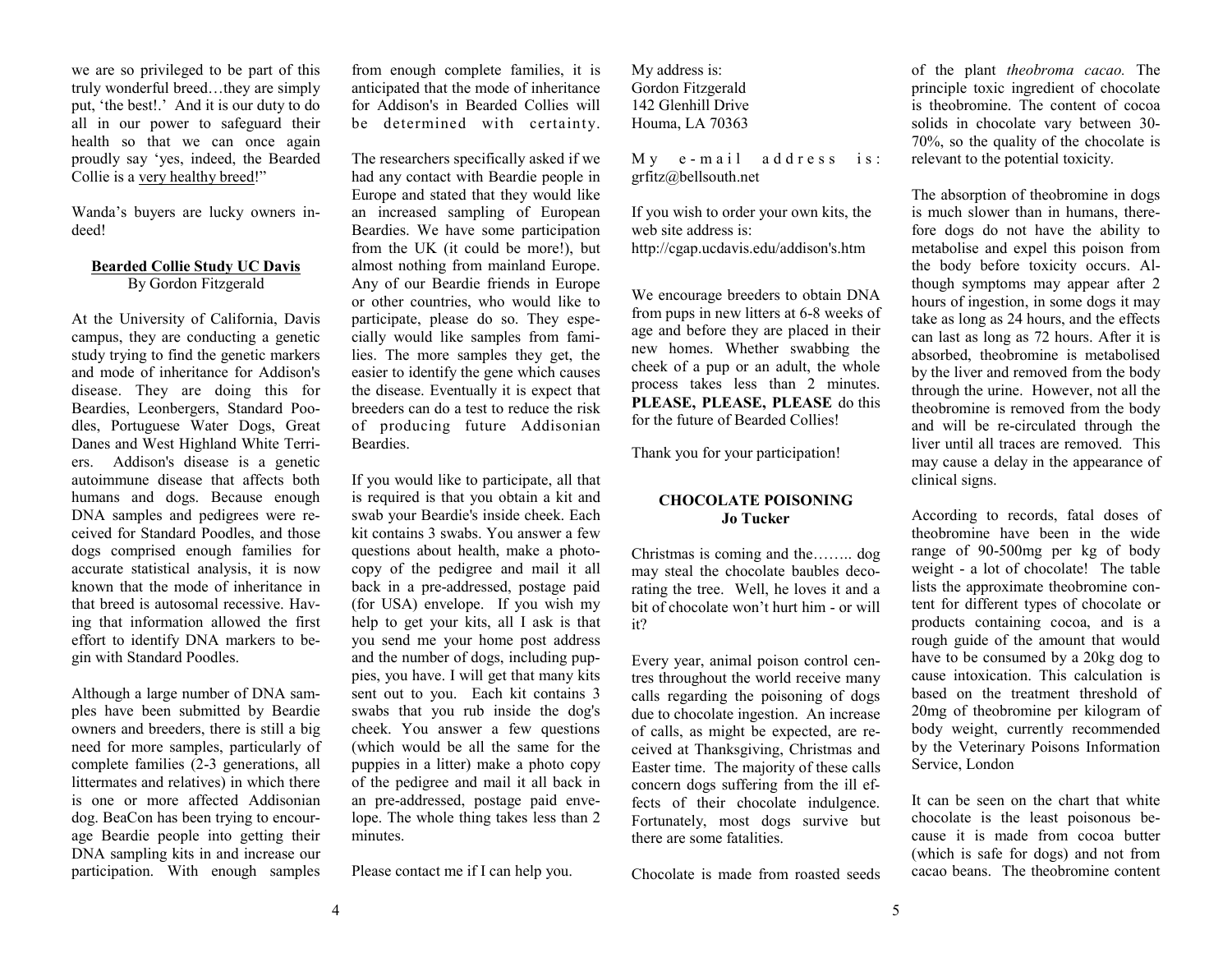we are so privileged to be part of this truly wonderful breed…they are simply put, 'the best!.' And it is our duty to do all in our power to safeguard their health so that we can once again proudly say 'yes, indeed, the Bearded Collie is a very healthy breed!"

Wanda's buyers are lucky owners indeed!

## Bearded Collie Study UC Davis

By Gordon Fitzgerald

At the University of California, Davis campus, they are conducting a genetic study trying to find the genetic markers and mode of inheritance for Addison's disease. They are doing this for Beardies, Leonbergers, Standard Poodles, Portuguese Water Dogs, Great Danes and West Highland White Terriers. Addison's disease is a genetic autoimmune disease that affects both humans and dogs. Because enough DNA samples and pedigrees were received for Standard Poodles, and those dogs comprised enough families for accurate statistical analysis, it is now known that the mode of inheritance in that breed is autosomal recessive. Having that information allowed the first effort to identify DNA markers to begin with Standard Poodles.

Although a large number of DNA samples have been submitted by Beardie owners and breeders, there is still a big need for more samples, particularly of complete families (2-3 generations, all littermates and relatives) in which there is one or more affected Addisonian dog. BeaCon has been trying to encourage Beardie people into getting their DNA sampling kits in and increase our participation. With enough samples from enough complete families, it is anticipated that the mode of inheritance for Addison's in Bearded Collies will be determined with certainty.

The researchers specifically asked if we had any contact with Beardie people in Europe and stated that they would like an increased sampling of European Beardies. We have some participation from the UK (it could be more!), but almost nothing from mainland Europe. Any of our Beardie friends in Europe or other countries, who would like to participate, please do so. They especially would like samples from families. The more samples they get, the easier to identify the gene which causes the disease. Eventually it is expect that breeders can do a test to reduce the risk of producing future Addisonian Beardies.

If you would like to participate, all that is required is that you obtain a kit and swab your Beardie's inside cheek. Each kit contains 3 swabs. You answer a few questions about health, make a photocopy of the pedigree and mail it all back in a pre-addressed, postage paid (for USA) envelope. If you wish my help to get your kits, all I ask is that you send me your home post address and the number of dogs, including puppies, you have. I will get that many kits sent out to you. Each kit contains 3 swabs that you rub inside the dog's cheek. You answer a few questions (which would be all the same for the puppies in a litter) make a photo copy of the pedigree and mail it all back in an pre-addressed, postage paid envelope. The whole thing takes less than 2 minutes.

Please contact me if I can help you.

My address is:
Gordon Fitzgerald
142 Glenhill Drive
Houma, LA 70363

My e-mail address is: grfitz@bellsouth.net

If you wish to order your own kits, the web site address is:
http://cgap.ucdavis.edu/addison's.htm

We encourage breeders to obtain DNA from pups in new litters at 6-8 weeks of age and before they are placed in their new homes. Whether swabbing the cheek of a pup or an adult, the whole process takes less than 2 minutes. **PLEASE, PLEASE, PLEASE** do this for the future of Bearded Collies!

Thank you for your participation!

## CHOCOLATE POISONING

**Jo Tucker**

Christmas is coming and the…….. dog may steal the chocolate baubles decorating the tree. Well, he loves it and a bit of chocolate won't hurt him - or will it?

Every year, animal poison control centres throughout the world receive many calls regarding the poisoning of dogs due to chocolate ingestion. An increase of calls, as might be expected, are received at Thanksgiving, Christmas and Easter time. The majority of these calls concern dogs suffering from the ill effects of their chocolate indulgence. Fortunately, most dogs survive but there are some fatalities.

Chocolate is made from roasted seeds of the plant *theobroma cacao.* The principle toxic ingredient of chocolate is theobromine. The content of cocoa solids in chocolate vary between 30-70%, so the quality of the chocolate is relevant to the potential toxicity.

The absorption of theobromine in dogs is much slower than in humans, therefore dogs do not have the ability to metabolise and expel this poison from the body before toxicity occurs. Although symptoms may appear after 2 hours of ingestion, in some dogs it may take as long as 24 hours, and the effects can last as long as 72 hours. After it is absorbed, theobromine is metabolised by the liver and removed from the body through the urine. However, not all the theobromine is removed from the body and will be re-circulated through the liver until all traces are removed. This may cause a delay in the appearance of clinical signs.

According to records, fatal doses of theobromine have been in the wide range of 90-500mg per kg of body weight - a lot of chocolate! The table lists the approximate theobromine content for different types of chocolate or products containing cocoa, and is a rough guide of the amount that would have to be consumed by a 20kg dog to cause intoxication. This calculation is based on the treatment threshold of 20mg of theobromine per kilogram of body weight, currently recommended by the Veterinary Poisons Information Service, London

It can be seen on the chart that white chocolate is the least poisonous because it is made from cocoa butter (which is safe for dogs) and not from cacao beans. The theobromine content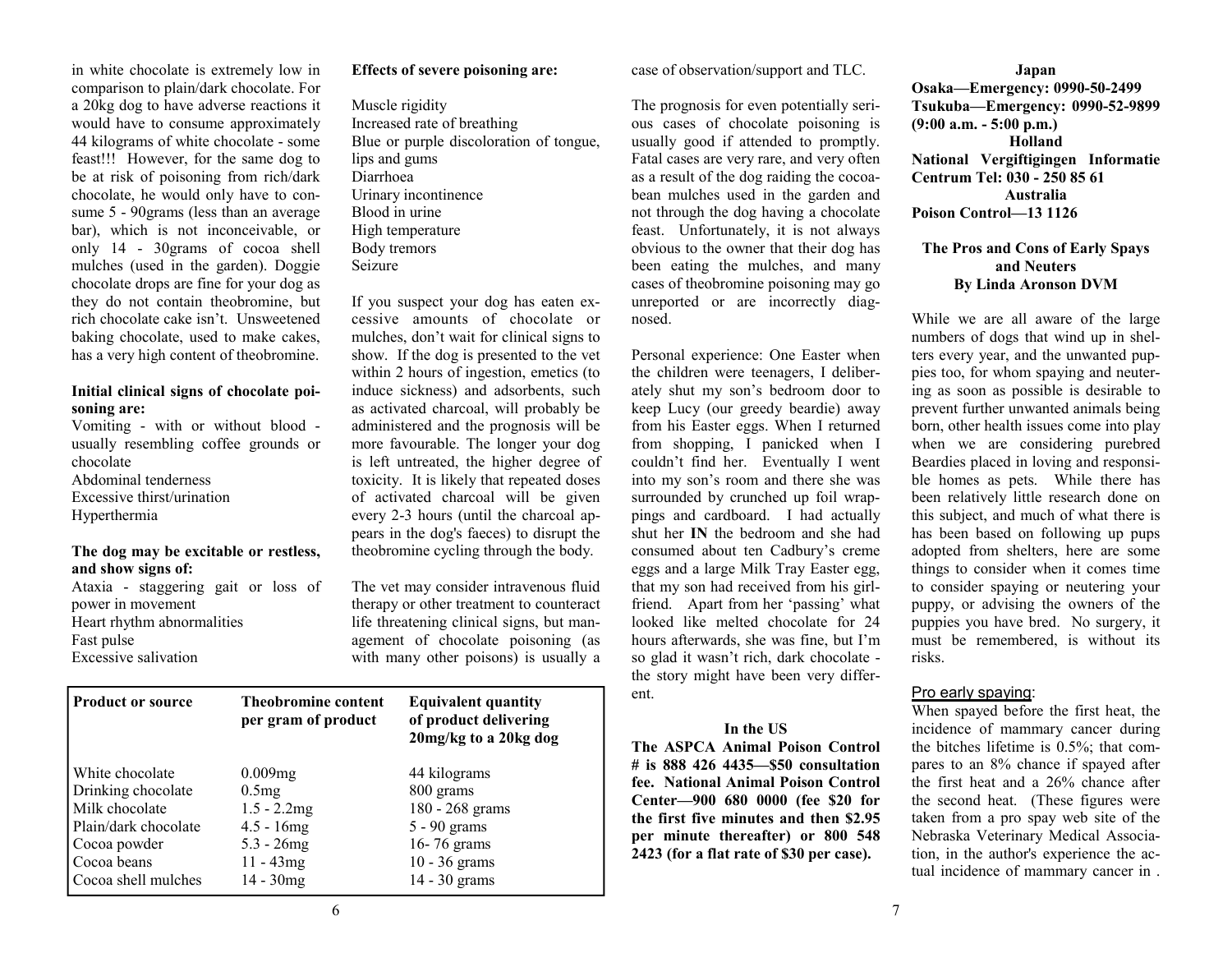in white chocolate is extremely low in comparison to plain/dark chocolate. For a 20kg dog to have adverse reactions it would have to consume approximately 44 kilograms of white chocolate - some feast!!! However, for the same dog to be at risk of poisoning from rich/dark chocolate, he would only have to consume 5 - 90grams (less than an average bar), which is not inconceivable, or only 14 - 30grams of cocoa shell mulches (used in the garden). Doggie chocolate drops are fine for your dog as they do not contain theobromine, but rich chocolate cake isn't. Unsweetened baking chocolate, used to make cakes, has a very high content of theobromine.

**Initial clinical signs of chocolate poisoning are:**

Vomiting - with or without blood - usually resembling coffee grounds or chocolate
Abdominal tenderness
Excessive thirst/urination
Hyperthermia

**The dog may be excitable or restless, and show signs of:**

Ataxia - staggering gait or loss of power in movement
Heart rhythm abnormalities
Fast pulse
Excessive salivation

**Effects of severe poisoning are:**

Muscle rigidity
Increased rate of breathing
Blue or purple discoloration of tongue, lips and gums
Diarrhoea
Urinary incontinence
Blood in urine
High temperature
Body tremors
Seizure

If you suspect your dog has eaten excessive amounts of chocolate or mulches, don't wait for clinical signs to show. If the dog is presented to the vet within 2 hours of ingestion, emetics (to induce sickness) and adsorbents, such as activated charcoal, will probably be administered and the prognosis will be more favourable. The longer your dog is left untreated, the higher degree of toxicity. It is likely that repeated doses of activated charcoal will be given every 2-3 hours (until the charcoal appears in the dog's faeces) to disrupt the theobromine cycling through the body.

The vet may consider intravenous fluid therapy or other treatment to counteract life threatening clinical signs, but management of chocolate poisoning (as with many other poisons) is usually a case of observation/support and TLC.

| Product or source | Theobromine content per gram of product | Equivalent quantity of product delivering 20mg/kg to a 20kg dog |
|---|---|---|
| White chocolate | 0.009mg | 44 kilograms |
| Drinking chocolate | 0.5mg | 800 grams |
| Milk chocolate | 1.5 - 2.2mg | 180 - 268 grams |
| Plain/dark chocolate | 4.5 - 16mg | 5 - 90 grams |
| Cocoa powder | 5.3 - 26mg | 16- 76 grams |
| Cocoa beans | 11 - 43mg | 10 - 36 grams |
| Cocoa shell mulches | 14 - 30mg | 14 - 30 grams |

The prognosis for even potentially serious cases of chocolate poisoning is usually good if attended to promptly. Fatal cases are very rare, and very often as a result of the dog raiding the cocoa-bean mulches used in the garden and not through the dog having a chocolate feast. Unfortunately, it is not always obvious to the owner that their dog has been eating the mulches, and many cases of theobromine poisoning may go unreported or are incorrectly diagnosed.

Personal experience: One Easter when the children were teenagers, I deliberately shut my son's bedroom door to keep Lucy (our greedy beardie) away from his Easter eggs. When I returned from shopping, I panicked when I couldn't find her. Eventually I went into my son's room and there she was surrounded by crunched up foil wrappings and cardboard. I had actually shut her **IN** the bedroom and she had consumed about ten Cadbury's creme eggs and a large Milk Tray Easter egg, that my son had received from his girlfriend. Apart from her 'passing' what looked like melted chocolate for 24 hours afterwards, she was fine, but I'm so glad it wasn't rich, dark chocolate - the story might have been very different.

**In the US**

**The ASPCA Animal Poison Control # is 888 426 4435—$50 consultation fee. National Animal Poison Control Center—900 680 0000 (fee $20 for the first five minutes and then $2.95 per minute thereafter) or 800 548 2423 (for a flat rate of $30 per case).**

**Japan**

**Osaka—Emergency: 0990-50-2499**
**Tsukuba—Emergency: 0990-52-9899 (9:00 a.m. - 5:00 p.m.)**

**Holland**

**National Vergiftigingen Informatie Centrum Tel: 030 - 250 85 61**

**Australia**

**Poison Control—13 1126**

## The Pros and Cons of Early Spays and Neuters

**By Linda Aronson DVM**

While we are all aware of the large numbers of dogs that wind up in shelters every year, and the unwanted puppies too, for whom spaying and neutering as soon as possible is desirable to prevent further unwanted animals being born, other health issues come into play when we are considering purebred Beardies placed in loving and responsible homes as pets. While there has been relatively little research done on this subject, and much of what there is has been based on following up pups adopted from shelters, here are some things to consider when it comes time to consider spaying or neutering your puppy, or advising the owners of the puppies you have bred. No surgery, it must be remembered, is without its risks.

Pro early spaying:

When spayed before the first heat, the incidence of mammary cancer during the bitches lifetime is 0.5%; that compares to an 8% chance if spayed after the first heat and a 26% chance after the second heat. (These figures were taken from a pro spay web site of the Nebraska Veterinary Medical Association, in the author's experience the actual incidence of mammary cancer in .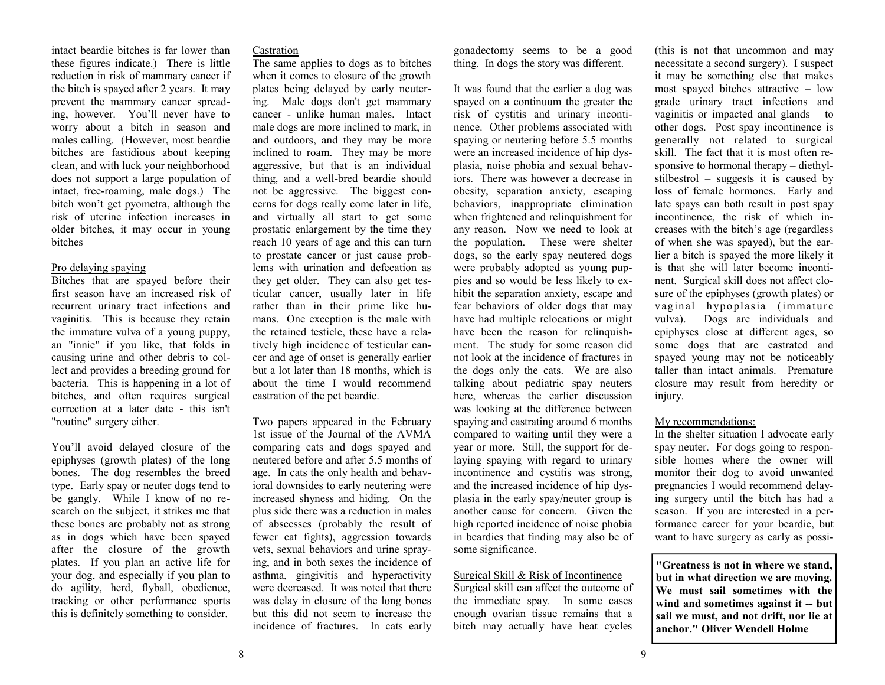intact beardie bitches is far lower than these figures indicate.) There is little reduction in risk of mammary cancer if the bitch is spayed after 2 years. It may prevent the mammary cancer spreading, however. You'll never have to worry about a bitch in season and males calling. (However, most beardie bitches are fastidious about keeping clean, and with luck your neighborhood does not support a large population of intact, free-roaming, male dogs.) The bitch won't get pyometra, although the risk of uterine infection increases in older bitches, it may occur in young bitches

## Pro delaying spaying

Bitches that are spayed before their first season have an increased risk of recurrent urinary tract infections and vaginitis. This is because they retain the immature vulva of a young puppy, an "innie" if you like, that folds in causing urine and other debris to collect and provides a breeding ground for bacteria. This is happening in a lot of bitches, and often requires surgical correction at a later date - this isn't "routine" surgery either.

You'll avoid delayed closure of the epiphyses (growth plates) of the long bones. The dog resembles the breed type. Early spay or neuter dogs tend to be gangly. While I know of no research on the subject, it strikes me that these bones are probably not as strong as in dogs which have been spayed after the closure of the growth plates. If you plan an active life for your dog, and especially if you plan to do agility, herd, flyball, obedience, tracking or other performance sports this is definitely something to consider.

## Castration

The same applies to dogs as to bitches when it comes to closure of the growth plates being delayed by early neutering. Male dogs don't get mammary cancer - unlike human males. Intact male dogs are more inclined to mark, in and outdoors, and they may be more inclined to roam. They may be more aggressive, but that is an individual thing, and a well-bred beardie should not be aggressive. The biggest concerns for dogs really come later in life, and virtually all start to get some prostatic enlargement by the time they reach 10 years of age and this can turn to prostate cancer or just cause problems with urination and defecation as they get older. They can also get testicular cancer, usually later in life rather than in their prime like humans. One exception is the male with the retained testicle, these have a relatively high incidence of testicular cancer and age of onset is generally earlier but a lot later than 18 months, which is about the time I would recommend castration of the pet beardie.

Two papers appeared in the February 1st issue of the Journal of the AVMA comparing cats and dogs spayed and neutered before and after 5.5 months of age. In cats the only health and behavioral downsides to early neutering were increased shyness and hiding. On the plus side there was a reduction in males of abscesses (probably the result of fewer cat fights), aggression towards vets, sexual behaviors and urine spraying, and in both sexes the incidence of asthma, gingivitis and hyperactivity were decreased. It was noted that there was delay in closure of the long bones but this did not seem to increase the incidence of fractures. In cats early gonadectomy seems to be a good thing. In dogs the story was different.

It was found that the earlier a dog was spayed on a continuum the greater the risk of cystitis and urinary incontinence. Other problems associated with spaying or neutering before 5.5 months were an increased incidence of hip dysplasia, noise phobia and sexual behaviors. There was however a decrease in obesity, separation anxiety, escaping behaviors, inappropriate elimination when frightened and relinquishment for any reason. Now we need to look at the population. These were shelter dogs, so the early spay neutered dogs were probably adopted as young puppies and so would be less likely to exhibit the separation anxiety, escape and fear behaviors of older dogs that may have had multiple relocations or might have been the reason for relinquishment. The study for some reason did not look at the incidence of fractures in the dogs only the cats. We are also talking about pediatric spay neuters here, whereas the earlier discussion was looking at the difference between spaying and castrating around 6 months compared to waiting until they were a year or more. Still, the support for delaying spaying with regard to urinary incontinence and cystitis was strong, and the increased incidence of hip dysplasia in the early spay/neuter group is another cause for concern. Given the high reported incidence of noise phobia in beardies that finding may also be of some significance.

## Surgical Skill & Risk of Incontinence

Surgical skill can affect the outcome of the immediate spay. In some cases enough ovarian tissue remains that a bitch may actually have heat cycles (this is not that uncommon and may necessitate a second surgery). I suspect it may be something else that makes most spayed bitches attractive – low grade urinary tract infections and vaginitis or impacted anal glands – to other dogs. Post spay incontinence is generally not related to surgical skill. The fact that it is most often responsive to hormonal therapy – diethylstilbestrol – suggests it is caused by loss of female hormones. Early and late spays can both result in post spay incontinence, the risk of which increases with the bitch's age (regardless of when she was spayed), but the earlier a bitch is spayed the more likely it is that she will later become incontinent. Surgical skill does not affect closure of the epiphyses (growth plates) or vaginal hypoplasia (immature vulva). Dogs are individuals and epiphyses close at different ages, so some dogs that are castrated and spayed young may not be noticeably taller than intact animals. Premature closure may result from heredity or injury.

## My recommendations:

In the shelter situation I advocate early spay neuter. For dogs going to responsible homes where the owner will monitor their dog to avoid unwanted pregnancies I would recommend delaying surgery until the bitch has had a season. If you are interested in a performance career for your beardie, but want to have surgery as early as possi-

**"Greatness is not in where we stand, but in what direction we are moving. We must sail sometimes with the wind and sometimes against it -- but sail we must, and not drift, nor lie at anchor." Oliver Wendell Holme**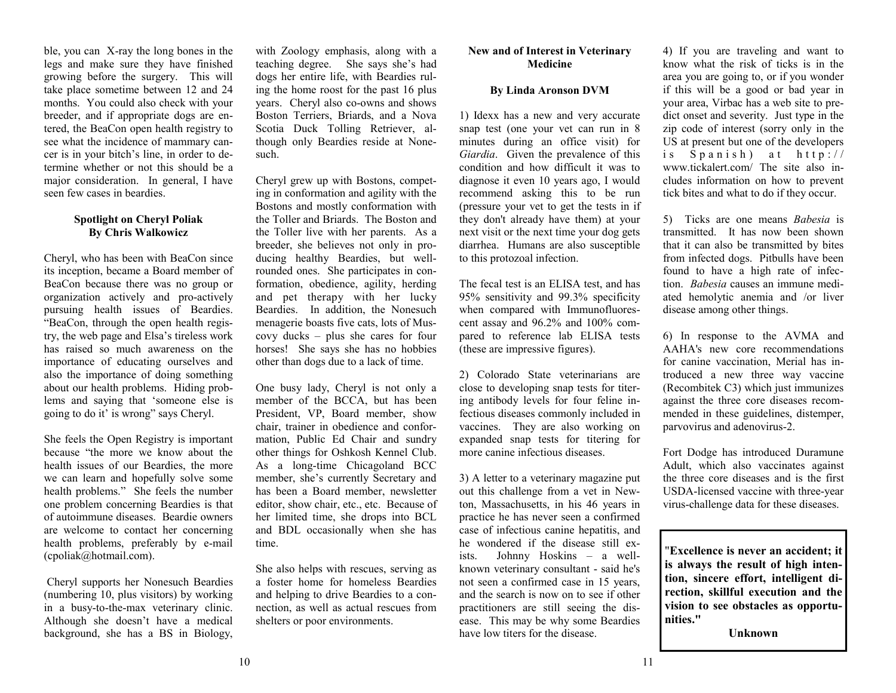ble, you can X-ray the long bones in the legs and make sure they have finished growing before the surgery. This will take place sometime between 12 and 24 months. You could also check with your breeder, and if appropriate dogs are entered, the BeaCon open health registry to see what the incidence of mammary cancer is in your bitch's line, in order to determine whether or not this should be a major consideration. In general, I have seen few cases in beardies.

### Spotlight on Cheryl Poliak
**By Chris Walkowicz**

Cheryl, who has been with BeaCon since its inception, became a Board member of BeaCon because there was no group or organization actively and pro-actively pursuing health issues of Beardies. "BeaCon, through the open health registry, the web page and Elsa's tireless work has raised so much awareness on the importance of educating ourselves and also the importance of doing something about our health problems. Hiding problems and saying that 'someone else is going to do it' is wrong" says Cheryl.

She feels the Open Registry is important because "the more we know about the health issues of our Beardies, the more we can learn and hopefully solve some health problems." She feels the number one problem concerning Beardies is that of autoimmune diseases. Beardie owners are welcome to contact her concerning health problems, preferably by e-mail (cpoliak@hotmail.com).

Cheryl supports her Nonesuch Beardies (numbering 10, plus visitors) by working in a busy-to-the-max veterinary clinic. Although she doesn't have a medical background, she has a BS in Biology, with Zoology emphasis, along with a teaching degree. She says she's had dogs her entire life, with Beardies ruling the home roost for the past 16 plus years. Cheryl also co-owns and shows Boston Terriers, Briards, and a Nova Scotia Duck Tolling Retriever, although only Beardies reside at Nonesuch.

Cheryl grew up with Bostons, competing in conformation and agility with the Bostons and mostly conformation with the Toller and Briards. The Boston and the Toller live with her parents. As a breeder, she believes not only in producing healthy Beardies, but well-rounded ones. She participates in conformation, obedience, agility, herding and pet therapy with her lucky Beardies. In addition, the Nonesuch menagerie boasts five cats, lots of Muscovy ducks – plus she cares for four horses! She says she has no hobbies other than dogs due to a lack of time.

One busy lady, Cheryl is not only a member of the BCCA, but has been President, VP, Board member, show chair, trainer in obedience and conformation, Public Ed Chair and sundry other things for Oshkosh Kennel Club. As a long-time Chicagoland BCC member, she's currently Secretary and has been a Board member, newsletter editor, show chair, etc., etc. Because of her limited time, she drops into BCL and BDL occasionally when she has time.

She also helps with rescues, serving as a foster home for homeless Beardies and helping to drive Beardies to a connection, as well as actual rescues from shelters or poor environments.

### New and of Interest in Veterinary Medicine

**By Linda Aronson DVM**

1) Idexx has a new and very accurate snap test (one your vet can run in 8 minutes during an office visit) for *Giardia*. Given the prevalence of this condition and how difficult it was to diagnose it even 10 years ago, I would recommend asking this to be run (pressure your vet to get the tests in if they don't already have them) at your next visit or the next time your dog gets diarrhea. Humans are also susceptible to this protozoal infection.

The fecal test is an ELISA test, and has 95% sensitivity and 99.3% specificity when compared with Immunofluorescent assay and 96.2% and 100% compared to reference lab ELISA tests (these are impressive figures).

2) Colorado State veterinarians are close to developing snap tests for titering antibody levels for four feline infectious diseases commonly included in vaccines. They are also working on expanded snap tests for titering for more canine infectious diseases.

3) A letter to a veterinary magazine put out this challenge from a vet in Newton, Massachusetts, in his 46 years in practice he has never seen a confirmed case of infectious canine hepatitis, and he wondered if the disease still exists. Johnny Hoskins – a well-known veterinary consultant - said he's not seen a confirmed case in 15 years, and the search is now on to see if other practitioners are still seeing the disease. This may be why some Beardies have low titers for the disease.

4) If you are traveling and want to know what the risk of ticks is in the area you are going to, or if you wonder if this will be a good or bad year in your area, Virbac has a web site to predict onset and severity. Just type in the zip code of interest (sorry only in the US at present but one of the developers is Spanish) at http://www.tickalert.com/ The site also includes information on how to prevent tick bites and what to do if they occur.

5) Ticks are one means *Babesia* is transmitted. It has now been shown that it can also be transmitted by bites from infected dogs. Pitbulls have been found to have a high rate of infection. *Babesia* causes an immune mediated hemolytic anemia and /or liver disease among other things.

6) In response to the AVMA and AAHA's new core recommendations for canine vaccination, Merial has introduced a new three way vaccine (Recombitek C3) which just immunizes against the three core diseases recommended in these guidelines, distemper, parvovirus and adenovirus-2.

Fort Dodge has introduced Duramune Adult, which also vaccinates against the three core diseases and is the first USDA-licensed vaccine with three-year virus-challenge data for these diseases.

**"Excellence is never an accident; it is always the result of high intention, sincere effort, intelligent direction, skillful execution and the vision to see obstacles as opportunities."**

**Unknown**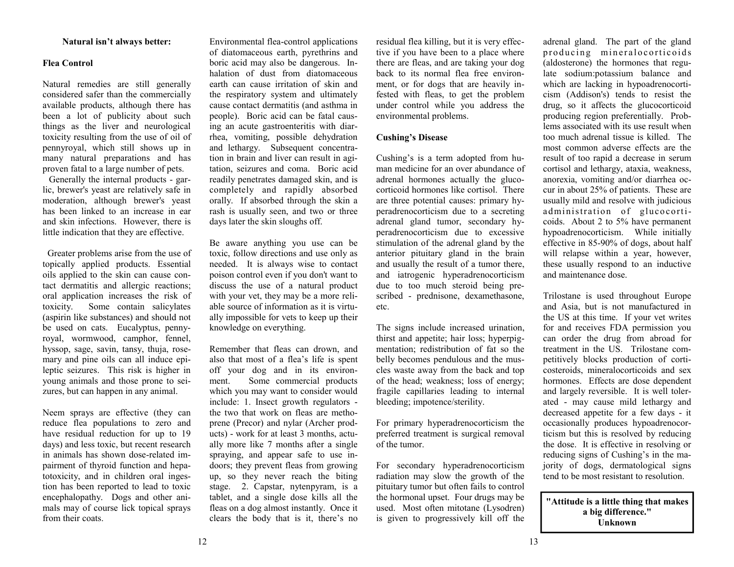**Natural isn't always better:**

**Flea Control**

Natural remedies are still generally considered safer than the commercially available products, although there has been a lot of publicity about such things as the liver and neurological toxicity resulting from the use of oil of pennyroyal, which still shows up in many natural preparations and has proven fatal to a large number of pets.

Generally the internal products - garlic, brewer's yeast are relatively safe in moderation, although brewer's yeast has been linked to an increase in ear and skin infections. However, there is little indication that they are effective.

Greater problems arise from the use of topically applied products. Essential oils applied to the skin can cause contact dermatitis and allergic reactions; oral application increases the risk of toxicity. Some contain salicylates (aspirin like substances) and should not be used on cats. Eucalyptus, pennyroyal, wormwood, camphor, fennel, hyssop, sage, savin, tansy, thuja, rosemary and pine oils can all induce epileptic seizures. This risk is higher in young animals and those prone to seizures, but can happen in any animal.

Neem sprays are effective (they can reduce flea populations to zero and have residual reduction for up to 19 days) and less toxic, but recent research in animals has shown dose-related impairment of thyroid function and hepatotoxicity, and in children oral ingestion has been reported to lead to toxic encephalopathy. Dogs and other animals may of course lick topical sprays from their coats.

Environmental flea-control applications of diatomaceous earth, pyrethrins and boric acid may also be dangerous. Inhalation of dust from diatomaceous earth can cause irritation of skin and the respiratory system and ultimately cause contact dermatitis (and asthma in people). Boric acid can be fatal causing an acute gastroenteritis with diarrhea, vomiting, possible dehydration and lethargy. Subsequent concentration in brain and liver can result in agitation, seizures and coma. Boric acid readily penetrates damaged skin, and is completely and rapidly absorbed orally. If absorbed through the skin a rash is usually seen, and two or three days later the skin sloughs off.

Be aware anything you use can be toxic, follow directions and use only as needed. It is always wise to contact poison control even if you don't want to discuss the use of a natural product with your vet, they may be a more reliable source of information as it is virtually impossible for vets to keep up their knowledge on everything.

Remember that fleas can drown, and also that most of a flea's life is spent off your dog and in its environment. Some commercial products which you may want to consider would include: 1. Insect growth regulators - the two that work on fleas are methoprene (Precor) and nylar (Archer products) - work for at least 3 months, actually more like 7 months after a single spraying, and appear safe to use indoors; they prevent fleas from growing up, so they never reach the biting stage. 2. Capstar, nytenpyram, is a tablet, and a single dose kills all the fleas on a dog almost instantly. Once it clears the body that is it, there's no residual flea killing, but it is very effective if you have been to a place where there are fleas, and are taking your dog back to its normal flea free environment, or for dogs that are heavily infested with fleas, to get the problem under control while you address the environmental problems.

**Cushing's Disease**

Cushing's is a term adopted from human medicine for an over abundance of adrenal hormones actually the glucocorticoid hormones like cortisol. There are three potential causes: primary hyperadrenocorticism due to a secreting adrenal gland tumor, secondary hyperadrenocorticism due to excessive stimulation of the adrenal gland by the anterior pituitary gland in the brain and usually the result of a tumor there, and iatrogenic hyperadrenocorticism due to too much steroid being prescribed - prednisone, dexamethasone, etc.

The signs include increased urination, thirst and appetite; hair loss; hyperpigmentation; redistribution of fat so the belly becomes pendulous and the muscles waste away from the back and top of the head; weakness; loss of energy; fragile capillaries leading to internal bleeding; impotence/sterility.

For primary hyperadrenocorticism the preferred treatment is surgical removal of the tumor.

For secondary hyperadrenocorticism radiation may slow the growth of the pituitary tumor but often fails to control the hormonal upset. Four drugs may be used. Most often mitotane (Lysodren) is given to progressively kill off the adrenal gland. The part of the gland producing mineralocorticoids (aldosterone) the hormones that regulate sodium:potassium balance and which are lacking in hypoadrenocorticism (Addison's) tends to resist the drug, so it affects the glucocorticoid producing region preferentially. Problems associated with its use result when too much adrenal tissue is killed. The most common adverse effects are the result of too rapid a decrease in serum cortisol and lethargy, ataxia, weakness, anorexia, vomiting and/or diarrhea occur in about 25% of patients. These are usually mild and resolve with judicious administration of glucocorticoids. About 2 to 5% have permanent hypoadrenocorticism. While initially effective in 85-90% of dogs, about half will relapse within a year, however, these usually respond to an inductive and maintenance dose.

Trilostane is used throughout Europe and Asia, but is not manufactured in the US at this time. If your vet writes for and receives FDA permission you can order the drug from abroad for treatment in the US. Trilostane competitively blocks production of corticosteroids, mineralocorticoids and sex hormones. Effects are dose dependent and largely reversible. It is well tolerated - may cause mild lethargy and decreased appetite for a few days - it occasionally produces hypoadrenocorticism but this is resolved by reducing the dose. It is effective in resolving or reducing signs of Cushing's in the majority of dogs, dermatological signs tend to be most resistant to resolution.

**"Attitude is a little thing that makes a big difference."**
**Unknown**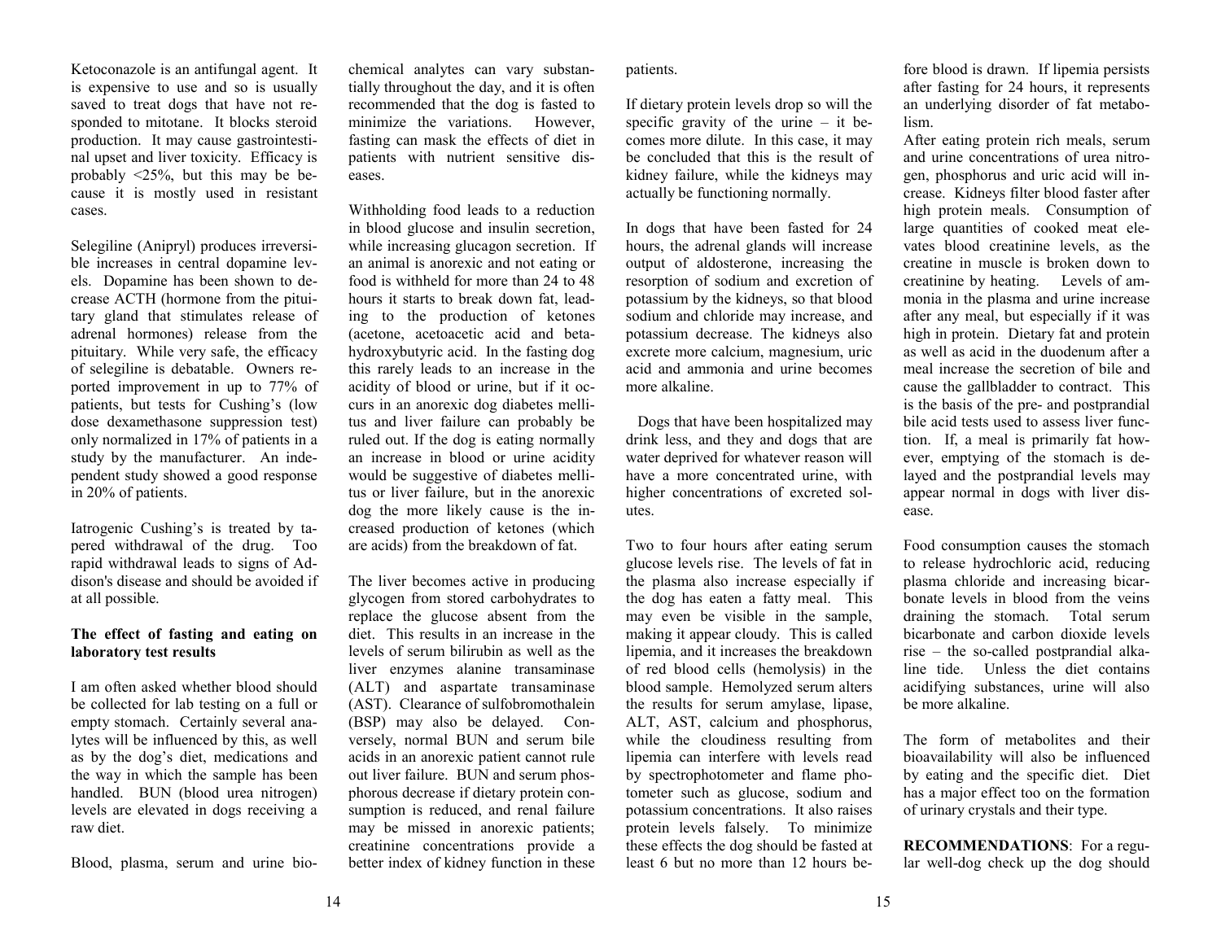Ketoconazole is an antifungal agent. It is expensive to use and so is usually saved to treat dogs that have not responded to mitotane. It blocks steroid production. It may cause gastrointestinal upset and liver toxicity. Efficacy is probably <25%, but this may be because it is mostly used in resistant cases.

Selegiline (Anipryl) produces irreversible increases in central dopamine levels. Dopamine has been shown to decrease ACTH (hormone from the pituitary gland that stimulates release of adrenal hormones) release from the pituitary. While very safe, the efficacy of selegiline is debatable. Owners reported improvement in up to 77% of patients, but tests for Cushing's (low dose dexamethasone suppression test) only normalized in 17% of patients in a study by the manufacturer. An independent study showed a good response in 20% of patients.

Iatrogenic Cushing's is treated by tapered withdrawal of the drug. Too rapid withdrawal leads to signs of Addison's disease and should be avoided if at all possible.

**The effect of fasting and eating on laboratory test results**

I am often asked whether blood should be collected for lab testing on a full or empty stomach. Certainly several analytes will be influenced by this, as well as by the dog's diet, medications and the way in which the sample has been handled. BUN (blood urea nitrogen) levels are elevated in dogs receiving a raw diet.

Blood, plasma, serum and urine biochemical analytes can vary substantially throughout the day, and it is often recommended that the dog is fasted to minimize the variations. However, fasting can mask the effects of diet in patients with nutrient sensitive diseases.

Withholding food leads to a reduction in blood glucose and insulin secretion, while increasing glucagon secretion. If an animal is anorexic and not eating or food is withheld for more than 24 to 48 hours it starts to break down fat, leading to the production of ketones (acetone, acetoacetic acid and beta-hydroxybutyric acid. In the fasting dog this rarely leads to an increase in the acidity of blood or urine, but if it occurs in an anorexic dog diabetes mellitus and liver failure can probably be ruled out. If the dog is eating normally an increase in blood or urine acidity would be suggestive of diabetes mellitus or liver failure, but in the anorexic dog the more likely cause is the increased production of ketones (which are acids) from the breakdown of fat.

The liver becomes active in producing glycogen from stored carbohydrates to replace the glucose absent from the diet. This results in an increase in the levels of serum bilirubin as well as the liver enzymes alanine transaminase (ALT) and aspartate transaminase (AST). Clearance of sulfobromothalein (BSP) may also be delayed. Conversely, normal BUN and serum bile acids in an anorexic patient cannot rule out liver failure. BUN and serum phosphorous decrease if dietary protein consumption is reduced, and renal failure may be missed in anorexic patients; creatinine concentrations provide a better index of kidney function in these patients.

If dietary protein levels drop so will the specific gravity of the urine – it becomes more dilute. In this case, it may be concluded that this is the result of kidney failure, while the kidneys may actually be functioning normally.

In dogs that have been fasted for 24 hours, the adrenal glands will increase output of aldosterone, increasing the resorption of sodium and excretion of potassium by the kidneys, so that blood sodium and chloride may increase, and potassium decrease. The kidneys also excrete more calcium, magnesium, uric acid and ammonia and urine becomes more alkaline.

Dogs that have been hospitalized may drink less, and they and dogs that are water deprived for whatever reason will have a more concentrated urine, with higher concentrations of excreted solutes.

Two to four hours after eating serum glucose levels rise. The levels of fat in the plasma also increase especially if the dog has eaten a fatty meal. This may even be visible in the sample, making it appear cloudy. This is called lipemia, and it increases the breakdown of red blood cells (hemolysis) in the blood sample. Hemolyzed serum alters the results for serum amylase, lipase, ALT, AST, calcium and phosphorus, while the cloudiness resulting from lipemia can interfere with levels read by spectrophotometer and flame photometer such as glucose, sodium and potassium concentrations. It also raises protein levels falsely. To minimize these effects the dog should be fasted at least 6 but no more than 12 hours before blood is drawn. If lipemia persists after fasting for 24 hours, it represents an underlying disorder of fat metabolism.

After eating protein rich meals, serum and urine concentrations of urea nitrogen, phosphorus and uric acid will increase. Kidneys filter blood faster after high protein meals. Consumption of large quantities of cooked meat elevates blood creatinine levels, as the creatine in muscle is broken down to creatinine by heating. Levels of ammonia in the plasma and urine increase after any meal, but especially if it was high in protein. Dietary fat and protein as well as acid in the duodenum after a meal increase the secretion of bile and cause the gallbladder to contract. This is the basis of the pre- and postprandial bile acid tests used to assess liver function. If, a meal is primarily fat however, emptying of the stomach is delayed and the postprandial levels may appear normal in dogs with liver disease.

Food consumption causes the stomach to release hydrochloric acid, reducing plasma chloride and increasing bicarbonate levels in blood from the veins draining the stomach. Total serum bicarbonate and carbon dioxide levels rise – the so-called postprandial alkaline tide. Unless the diet contains acidifying substances, urine will also be more alkaline.

The form of metabolites and their bioavailability will also be influenced by eating and the specific diet. Diet has a major effect too on the formation of urinary crystals and their type.

**RECOMMENDATIONS**: For a regular well-dog check up the dog should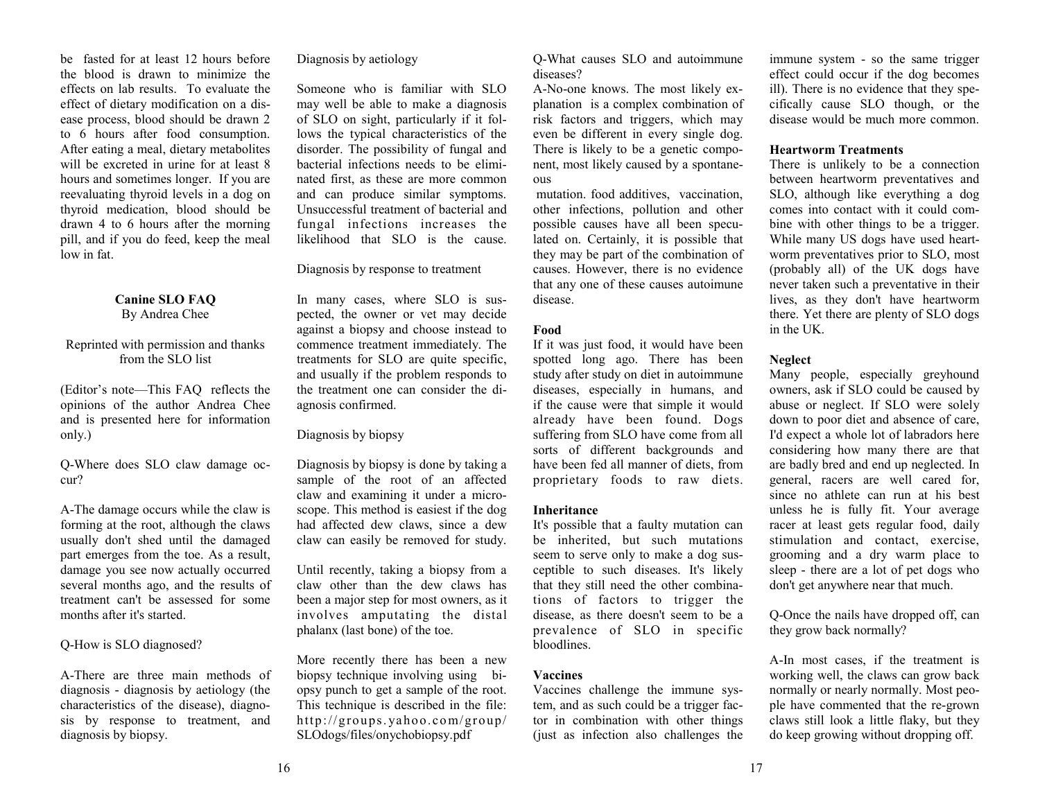be fasted for at least 12 hours before the blood is drawn to minimize the effects on lab results. To evaluate the effect of dietary modification on a disease process, blood should be drawn 2 to 6 hours after food consumption. After eating a meal, dietary metabolites will be excreted in urine for at least 8 hours and sometimes longer. If you are reevaluating thyroid levels in a dog on thyroid medication, blood should be drawn 4 to 6 hours after the morning pill, and if you do feed, keep the meal low in fat.

## Canine SLO FAQ

By Andrea Chee

Reprinted with permission and thanks from the SLO list

(Editor's note—This FAQ reflects the opinions of the author Andrea Chee and is presented here for information only.)

Q-Where does SLO claw damage occur?

A-The damage occurs while the claw is forming at the root, although the claws usually don't shed until the damaged part emerges from the toe. As a result, damage you see now actually occurred several months ago, and the results of treatment can't be assessed for some months after it's started.

Q-How is SLO diagnosed?

A-There are three main methods of diagnosis - diagnosis by aetiology (the characteristics of the disease), diagnosis by response to treatment, and diagnosis by biopsy.

Diagnosis by aetiology

Someone who is familiar with SLO may well be able to make a diagnosis of SLO on sight, particularly if it follows the typical characteristics of the disorder. The possibility of fungal and bacterial infections needs to be eliminated first, as these are more common and can produce similar symptoms. Unsuccessful treatment of bacterial and fungal infections increases the likelihood that SLO is the cause.

Diagnosis by response to treatment

In many cases, where SLO is suspected, the owner or vet may decide against a biopsy and choose instead to commence treatment immediately. The treatments for SLO are quite specific, and usually if the problem responds to the treatment one can consider the diagnosis confirmed.

Diagnosis by biopsy

Diagnosis by biopsy is done by taking a sample of the root of an affected claw and examining it under a microscope. This method is easiest if the dog had affected dew claws, since a dew claw can easily be removed for study.

Until recently, taking a biopsy from a claw other than the dew claws has been a major step for most owners, as it involves amputating the distal phalanx (last bone) of the toe.

More recently there has been a new biopsy technique involving using biopsy punch to get a sample of the root. This technique is described in the file: http://groups.yahoo.com/group/SLOdogs/files/onychobiopsy.pdf

Q-What causes SLO and autoimmune diseases?

A-No-one knows. The most likely explanation is a complex combination of risk factors and triggers, which may even be different in every single dog. There is likely to be a genetic component, most likely caused by a spontaneous mutation. food additives, vaccination, other infections, pollution and other possible causes have all been speculated on. Certainly, it is possible that they may be part of the combination of causes. However, there is no evidence that any one of these causes autoimune disease.

**Food**

If it was just food, it would have been spotted long ago. There has been study after study on diet in autoimmune diseases, especially in humans, and if the cause were that simple it would already have been found. Dogs suffering from SLO have come from all sorts of different backgrounds and have been fed all manner of diets, from proprietary foods to raw diets.

**Inheritance**

It's possible that a faulty mutation can be inherited, but such mutations seem to serve only to make a dog susceptible to such diseases. It's likely that they still need the other combinations of factors to trigger the disease, as there doesn't seem to be a prevalence of SLO in specific bloodlines.

**Vaccines**

Vaccines challenge the immune system, and as such could be a trigger factor in combination with other things (just as infection also challenges the immune system - so the same trigger effect could occur if the dog becomes ill). There is no evidence that they specifically cause SLO though, or the disease would be much more common.

**Heartworm Treatments**

There is unlikely to be a connection between heartworm preventatives and SLO, although like everything a dog comes into contact with it could combine with other things to be a trigger. While many US dogs have used heartworm preventatives prior to SLO, most (probably all) of the UK dogs have never taken such a preventative in their lives, as they don't have heartworm there. Yet there are plenty of SLO dogs in the UK.

**Neglect**

Many people, especially greyhound owners, ask if SLO could be caused by abuse or neglect. If SLO were solely down to poor diet and absence of care, I'd expect a whole lot of labradors here considering how many there are that are badly bred and end up neglected. In general, racers are well cared for, since no athlete can run at his best unless he is fully fit. Your average racer at least gets regular food, daily stimulation and contact, exercise, grooming and a dry warm place to sleep - there are a lot of pet dogs who don't get anywhere near that much.

Q-Once the nails have dropped off, can they grow back normally?

A-In most cases, if the treatment is working well, the claws can grow back normally or nearly normally. Most people have commented that the re-grown claws still look a little flaky, but they do keep growing without dropping off.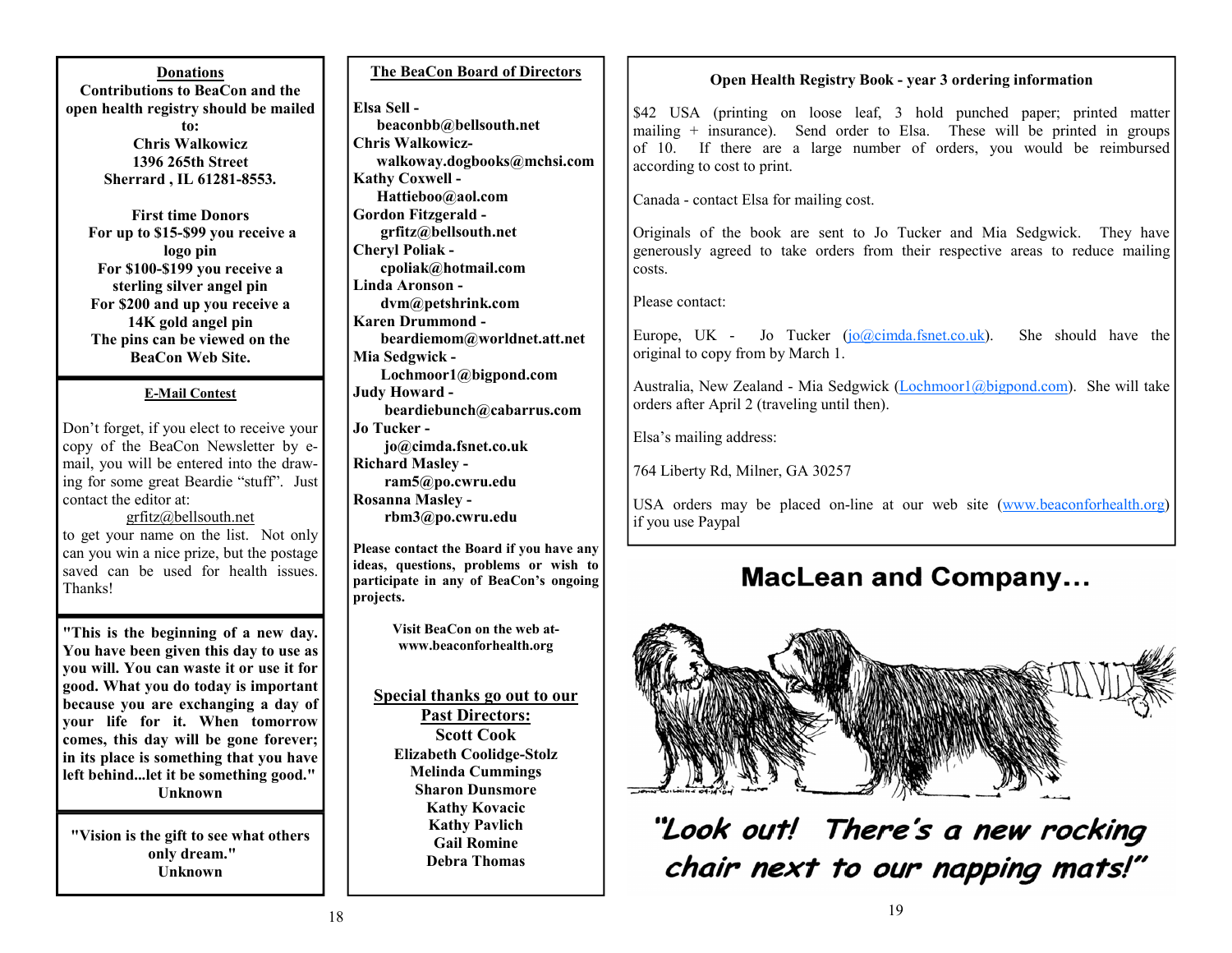## Donations

**Contributions to BeaCon and the open health registry should be mailed to:**

**Chris Walkowicz**
**1396 265th Street**
**Sherrard , IL 61281-8553.**

**First time Donors**
**For up to $15-$99 you receive a logo pin**
**For $100-$199 you receive a sterling silver angel pin**
**For $200 and up you receive a 14K gold angel pin**
**The pins can be viewed on the BeaCon Web Site.**

## E-Mail Contest

Don't forget, if you elect to receive your copy of the BeaCon Newsletter by e-mail, you will be entered into the drawing for some great Beardie "stuff". Just contact the editor at:

grfitz@bellsouth.net

to get your name on the list. Not only can you win a nice prize, but the postage saved can be used for health issues. Thanks!

**"This is the beginning of a new day. You have been given this day to use as you will. You can waste it or use it for good. What you do today is important because you are exchanging a day of your life for it. When tomorrow comes, this day will be gone forever; in its place is something that you have left behind...let it be something good."**
**Unknown**

**"Vision is the gift to see what others only dream."**
**Unknown**

## The BeaCon Board of Directors

**Elsa Sell -**
**beaconbb@bellsouth.net**
**Chris Walkowicz-**
**walkoway.dogbooks@mchsi.com**
**Kathy Coxwell -**
**Hattieboo@aol.com**
**Gordon Fitzgerald -**
**grfitz@bellsouth.net**
**Cheryl Poliak -**
**cpoliak@hotmail.com**
**Linda Aronson -**
**dvm@petshrink.com**
**Karen Drummond -**
**beardiemom@worldnet.att.net**
**Mia Sedgwick -**
**Lochmoor1@bigpond.com**
**Judy Howard -**
**beardiebunch@cabarrus.com**
**Jo Tucker -**
**jo@cimda.fsnet.co.uk**
**Richard Masley -**
**ram5@po.cwru.edu**
**Rosanna Masley -**
**rbm3@po.cwru.edu**

**Please contact the Board if you have any ideas, questions, problems or wish to participate in any of BeaCon's ongoing projects.**

**Visit BeaCon on the web at-**
**www.beaconforhealth.org**

## Special thanks go out to our Past Directors:

**Scott Cook**
**Elizabeth Coolidge-Stolz**
**Melinda Cummings**
**Sharon Dunsmore**
**Kathy Kovacic**
**Kathy Pavlich**
**Gail Romine**
**Debra Thomas**

## Open Health Registry Book - year 3 ordering information

$42 USA (printing on loose leaf, 3 hold punched paper; printed matter mailing + insurance). Send order to Elsa. These will be printed in groups of 10. If there are a large number of orders, you would be reimbursed according to cost to print.

Canada - contact Elsa for mailing cost.

Originals of the book are sent to Jo Tucker and Mia Sedgwick. They have generously agreed to take orders from their respective areas to reduce mailing costs.

Please contact:

Europe, UK - Jo Tucker (jo@cimda.fsnet.co.uk). She should have the original to copy from by March 1.

Australia, New Zealand - Mia Sedgwick (Lochmoor1@bigpond.com). She will take orders after April 2 (traveling until then).

Elsa's mailing address:

764 Liberty Rd, Milner, GA 30257

USA orders may be placed on-line at our web site (www.beaconforhealth.org) if you use Paypal

## MacLean and Company…

"Look out! There's a new rocking chair next to our napping mats!"